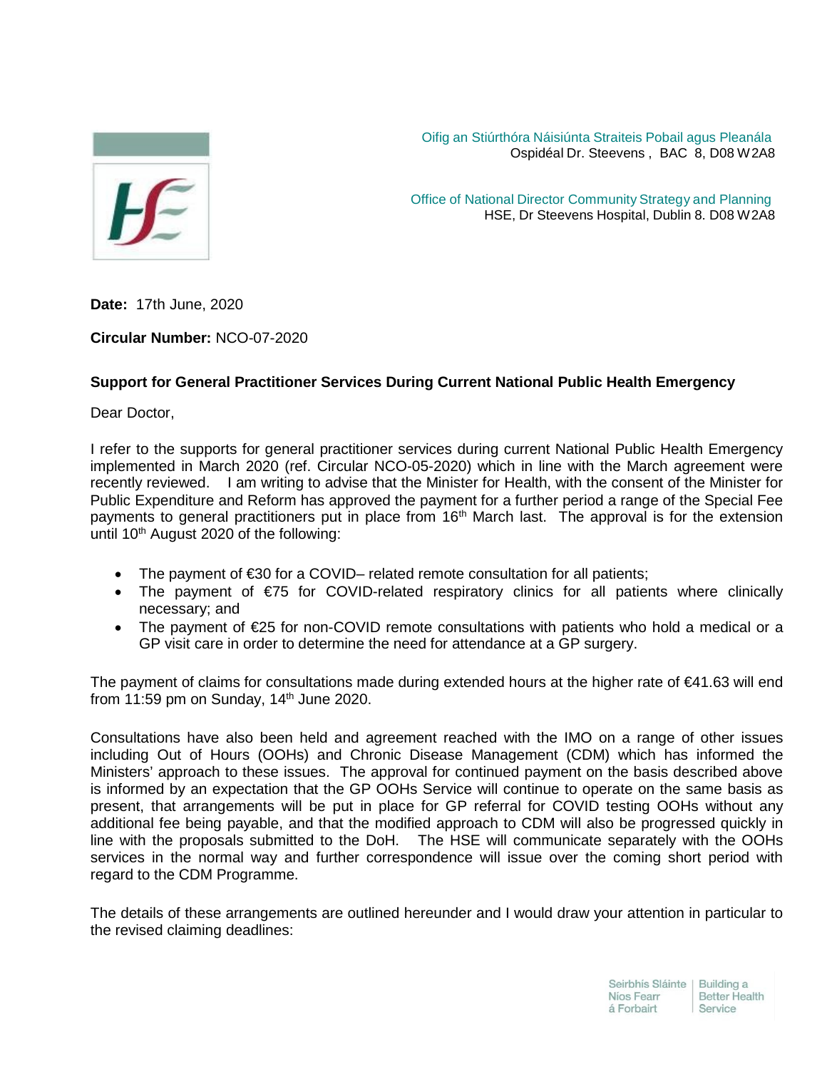Oifig an Stiúrthóra Náisiúnta Straiteis Pobail agus Pleanála
Ospidéal Dr. Steevens , BAC 8, D08 W2A8

Office of National Director Community Strategy and Planning
HSE, Dr Steevens Hospital, Dublin 8. D08 W2A8

**Date:** 17th June, 2020

**Circular Number:** NCO-07-2020

**Support for General Practitioner Services During Current National Public Health Emergency**

Dear Doctor,

I refer to the supports for general practitioner services during current National Public Health Emergency implemented in March 2020 (ref. Circular NCO-05-2020) which in line with the March agreement were recently reviewed. I am writing to advise that the Minister for Health, with the consent of the Minister for Public Expenditure and Reform has approved the payment for a further period a range of the Special Fee payments to general practitioners put in place from 16th March last. The approval is for the extension until 10th August 2020 of the following:

- The payment of €30 for a COVID– related remote consultation for all patients;
- The payment of €75 for COVID-related respiratory clinics for all patients where clinically necessary; and
- The payment of €25 for non-COVID remote consultations with patients who hold a medical or a GP visit care in order to determine the need for attendance at a GP surgery.

The payment of claims for consultations made during extended hours at the higher rate of €41.63 will end from 11:59 pm on Sunday, 14th June 2020.

Consultations have also been held and agreement reached with the IMO on a range of other issues including Out of Hours (OOHs) and Chronic Disease Management (CDM) which has informed the Ministers' approach to these issues. The approval for continued payment on the basis described above is informed by an expectation that the GP OOHs Service will continue to operate on the same basis as present, that arrangements will be put in place for GP referral for COVID testing OOHs without any additional fee being payable, and that the modified approach to CDM will also be progressed quickly in line with the proposals submitted to the DoH. The HSE will communicate separately with the OOHs services in the normal way and further correspondence will issue over the coming short period with regard to the CDM Programme.

The details of these arrangements are outlined hereunder and I would draw your attention in particular to the revised claiming deadlines: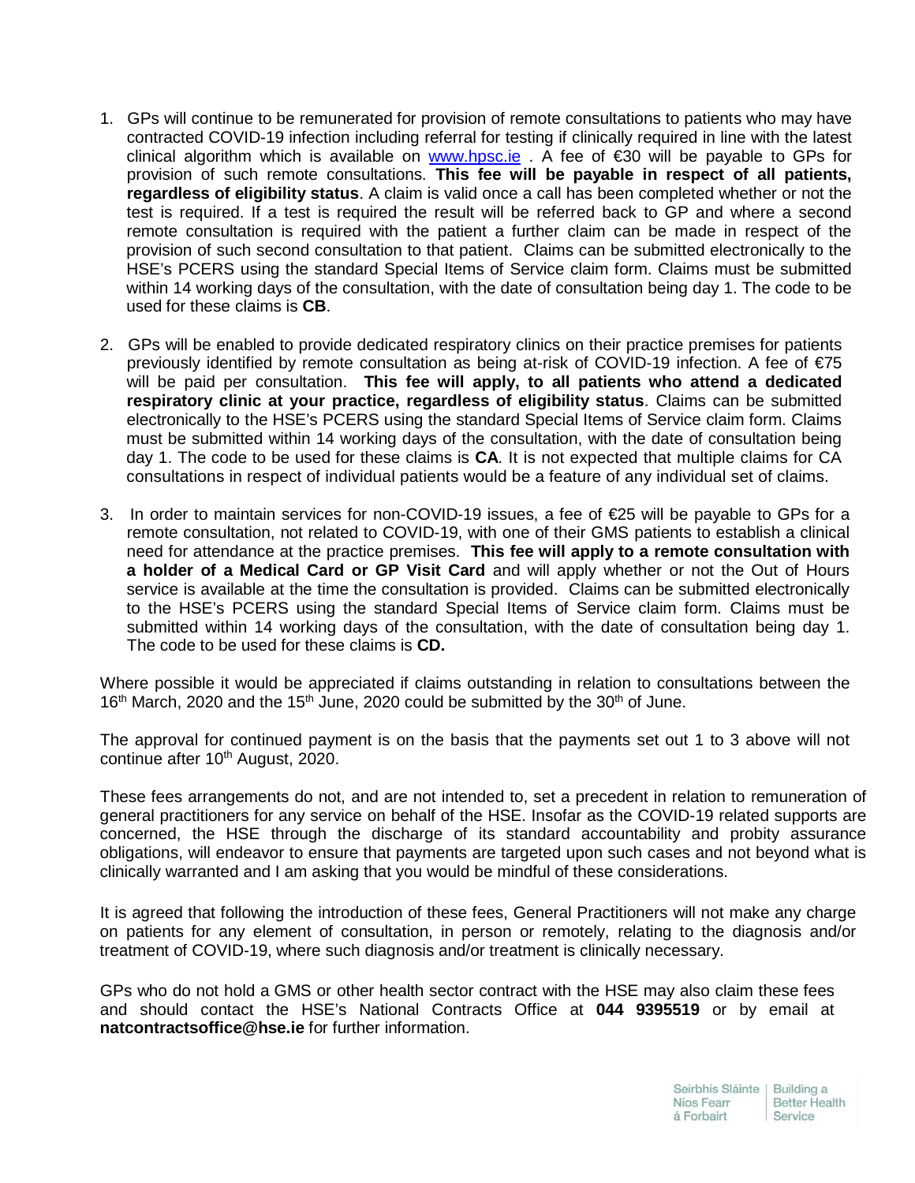1. GPs will continue to be remunerated for provision of remote consultations to patients who may have contracted COVID-19 infection including referral for testing if clinically required in line with the latest clinical algorithm which is available on www.hpsc.ie . A fee of €30 will be payable to GPs for provision of such remote consultations. **This fee will be payable in respect of all patients, regardless of eligibility status**. A claim is valid once a call has been completed whether or not the test is required. If a test is required the result will be referred back to GP and where a second remote consultation is required with the patient a further claim can be made in respect of the provision of such second consultation to that patient. Claims can be submitted electronically to the HSE's PCERS using the standard Special Items of Service claim form. Claims must be submitted within 14 working days of the consultation, with the date of consultation being day 1. The code to be used for these claims is **CB**.

2. GPs will be enabled to provide dedicated respiratory clinics on their practice premises for patients previously identified by remote consultation as being at-risk of COVID-19 infection. A fee of €75 will be paid per consultation. **This fee will apply, to all patients who attend a dedicated respiratory clinic at your practice, regardless of eligibility status**. Claims can be submitted electronically to the HSE's PCERS using the standard Special Items of Service claim form. Claims must be submitted within 14 working days of the consultation, with the date of consultation being day 1. The code to be used for these claims is **CA**. It is not expected that multiple claims for CA consultations in respect of individual patients would be a feature of any individual set of claims.

3. In order to maintain services for non-COVID-19 issues, a fee of €25 will be payable to GPs for a remote consultation, not related to COVID-19, with one of their GMS patients to establish a clinical need for attendance at the practice premises. **This fee will apply to a remote consultation with a holder of a Medical Card or GP Visit Card** and will apply whether or not the Out of Hours service is available at the time the consultation is provided. Claims can be submitted electronically to the HSE's PCERS using the standard Special Items of Service claim form. Claims must be submitted within 14 working days of the consultation, with the date of consultation being day 1. The code to be used for these claims is **CD.**

Where possible it would be appreciated if claims outstanding in relation to consultations between the 16th March, 2020 and the 15th June, 2020 could be submitted by the 30th of June.

The approval for continued payment is on the basis that the payments set out 1 to 3 above will not continue after 10th August, 2020.

These fees arrangements do not, and are not intended to, set a precedent in relation to remuneration of general practitioners for any service on behalf of the HSE. Insofar as the COVID-19 related supports are concerned, the HSE through the discharge of its standard accountability and probity assurance obligations, will endeavor to ensure that payments are targeted upon such cases and not beyond what is clinically warranted and I am asking that you would be mindful of these considerations.

It is agreed that following the introduction of these fees, General Practitioners will not make any charge on patients for any element of consultation, in person or remotely, relating to the diagnosis and/or treatment of COVID-19, where such diagnosis and/or treatment is clinically necessary.

GPs who do not hold a GMS or other health sector contract with the HSE may also claim these fees and should contact the HSE's National Contracts Office at **044 9395519** or by email at **natcontractsoffice@hse.ie** for further information.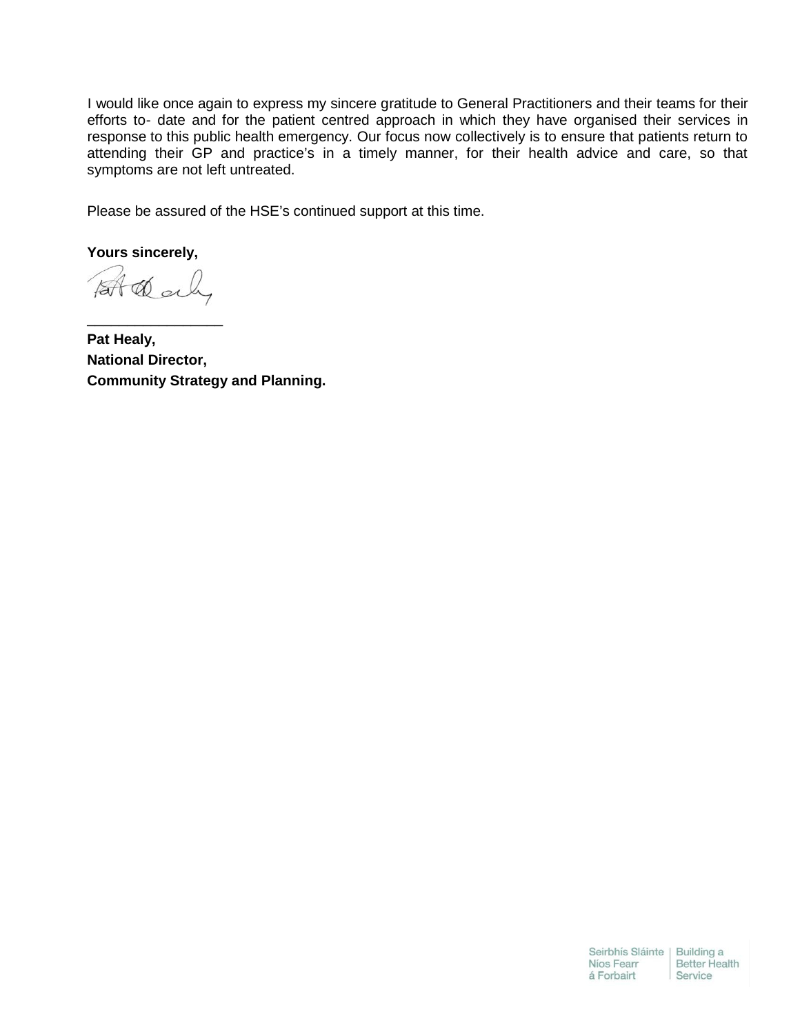I would like once again to express my sincere gratitude to General Practitioners and their teams for their efforts to- date and for the patient centred approach in which they have organised their services in response to this public health emergency. Our focus now collectively is to ensure that patients return to attending their GP and practice's in a timely manner, for their health advice and care, so that symptoms are not left untreated.

Please be assured of the HSE's continued support at this time.

**Yours sincerely,**

_________________

**Pat Healy,**
**National Director,**
**Community Strategy and Planning.**

Seirbhís Sláinte Níos Fearr á Forbairt | Building a Better Health Service